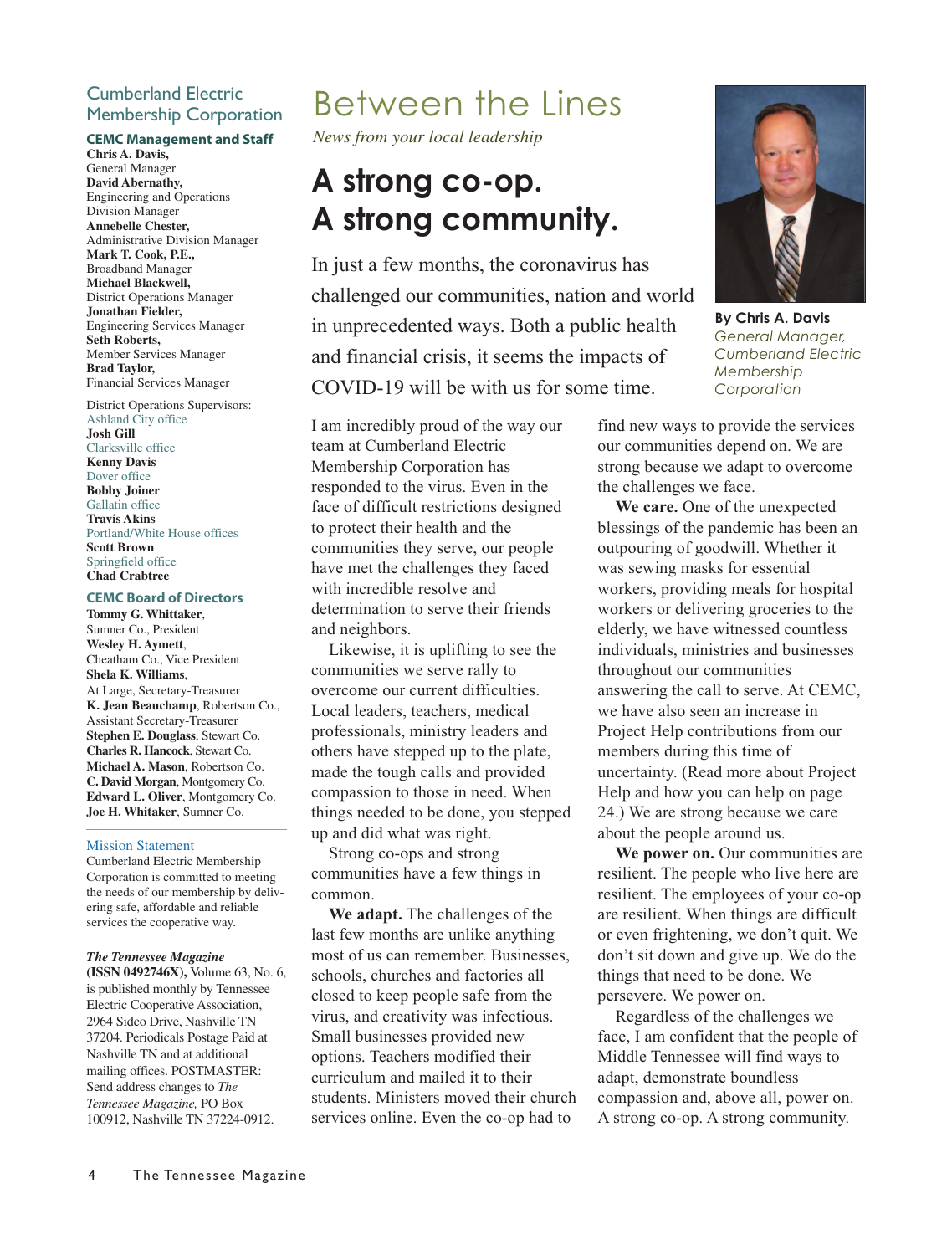# Between the Lines

*News from your local leadership*

## A strong co-op. A strong community.

**By Chris A. Davis**
*General Manager, Cumberland Electric Membership Corporation*

In just a few months, the coronavirus has challenged our communities, nation and world in unprecedented ways. Both a public health and financial crisis, it seems the impacts of COVID-19 will be with us for some time.

I am incredibly proud of the way our team at Cumberland Electric Membership Corporation has responded to the virus. Even in the face of difficult restrictions designed to protect their health and the communities they serve, our people have met the challenges they faced with incredible resolve and determination to serve their friends and neighbors.

Likewise, it is uplifting to see the communities we serve rally to overcome our current difficulties. Local leaders, teachers, medical professionals, ministry leaders and others have stepped up to the plate, made the tough calls and provided compassion to those in need. When things needed to be done, you stepped up and did what was right.

Strong co-ops and strong communities have a few things in common.

**We adapt.** The challenges of the last few months are unlike anything most of us can remember. Businesses, schools, churches and factories all closed to keep people safe from the virus, and creativity was infectious. Small businesses provided new options. Teachers modified their curriculum and mailed it to their students. Ministers moved their church services online. Even the co-op had to find new ways to provide the services our communities depend on. We are strong because we adapt to overcome the challenges we face.

**We care.** One of the unexpected blessings of the pandemic has been an outpouring of goodwill. Whether it was sewing masks for essential workers, providing meals for hospital workers or delivering groceries to the elderly, we have witnessed countless individuals, ministries and businesses throughout our communities answering the call to serve. At CEMC, we have also seen an increase in Project Help contributions from our members during this time of uncertainty. (Read more about Project Help and how you can help on page 24.) We are strong because we care about the people around us.

**We power on.** Our communities are resilient. The people who live here are resilient. The employees of your co-op are resilient. When things are difficult or even frightening, we don't quit. We don't sit down and give up. We do the things that need to be done. We persevere. We power on.

Regardless of the challenges we face, I am confident that the people of Middle Tennessee will find ways to adapt, demonstrate boundless compassion and, above all, power on. A strong co-op. A strong community.

---

### Cumberland Electric Membership Corporation

**CEMC Management and Staff**

**Chris A. Davis,**
General Manager
**David Abernathy,**
Engineering and Operations Division Manager
**Annebelle Chester,**
Administrative Division Manager
**Mark T. Cook, P.E.,**
Broadband Manager
**Michael Blackwell,**
District Operations Manager
**Jonathan Fielder,**
Engineering Services Manager
**Seth Roberts,**
Member Services Manager
**Brad Taylor,**
Financial Services Manager

District Operations Supervisors:
Ashland City office
**Josh Gill**
Clarksville office
**Kenny Davis**
Dover office
**Bobby Joiner**
Gallatin office
**Travis Akins**
Portland/White House offices
**Scott Brown**
Springfield office
**Chad Crabtree**

**CEMC Board of Directors**

**Tommy G. Whittaker**, Sumner Co., President
**Wesley H. Aymett**, Cheatham Co., Vice President
**Shela K. Williams**, At Large, Secretary-Treasurer
**K. Jean Beauchamp**, Robertson Co., Assistant Secretary-Treasurer
**Stephen E. Douglass**, Stewart Co.
**Charles R. Hancock**, Stewart Co.
**Michael A. Mason**, Robertson Co.
**C. David Morgan**, Montgomery Co.
**Edward L. Oliver**, Montgomery Co.
**Joe H. Whitaker**, Sumner Co.

**Mission Statement**

Cumberland Electric Membership Corporation is committed to meeting the needs of our membership by delivering safe, affordable and reliable services the cooperative way.

***The Tennessee Magazine*** **(ISSN 0492746X),** Volume 63, No. 6, is published monthly by Tennessee Electric Cooperative Association, 2964 Sidco Drive, Nashville TN 37204. Periodicals Postage Paid at Nashville TN and at additional mailing offices. POSTMASTER: Send address changes to *The Tennessee Magazine,* PO Box 100912, Nashville TN 37224-0912.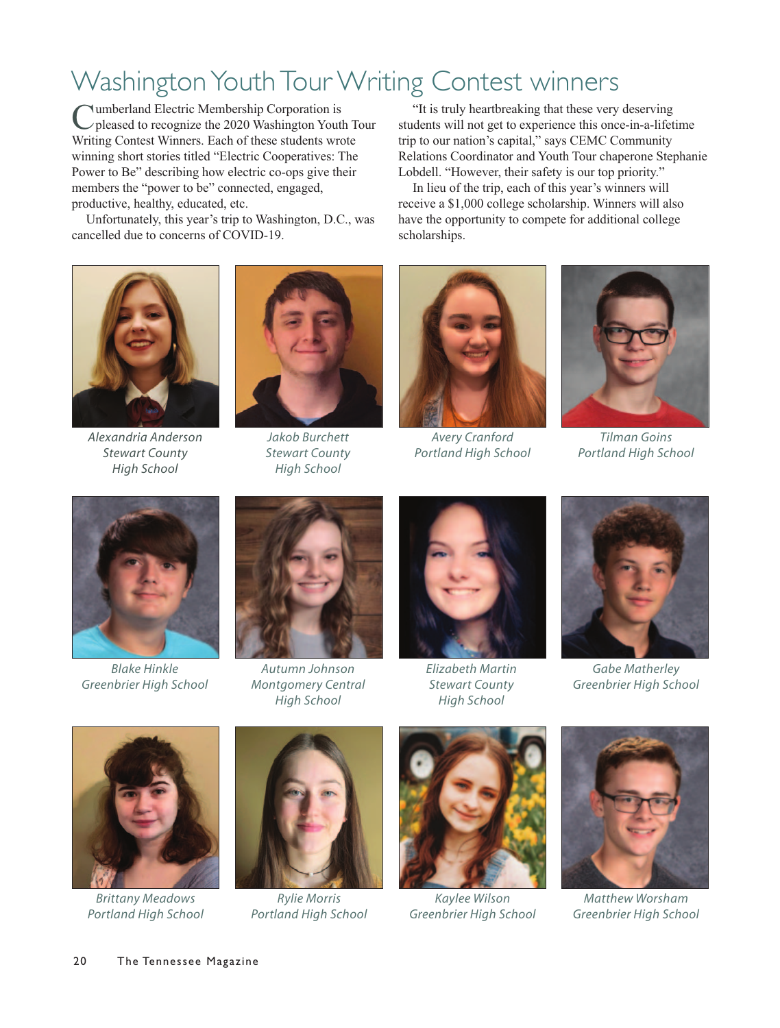# Washington Youth Tour Writing Contest winners

Cumberland Electric Membership Corporation is pleased to recognize the 2020 Washington Youth Tour Writing Contest Winners. Each of these students wrote winning short stories titled "Electric Cooperatives: The Power to Be" describing how electric co-ops give their members the "power to be" connected, engaged, productive, healthy, educated, etc.

Unfortunately, this year's trip to Washington, D.C., was cancelled due to concerns of COVID-19.

"It is truly heartbreaking that these very deserving students will not get to experience this once-in-a-lifetime trip to our nation's capital," says CEMC Community Relations Coordinator and Youth Tour chaperone Stephanie Lobdell. "However, their safety is our top priority."

In lieu of the trip, each of this year's winners will receive a $1,000 college scholarship. Winners will also have the opportunity to compete for additional college scholarships.

*Alexandria Anderson*
*Stewart County High School*

*Jakob Burchett*
*Stewart County High School*

*Avery Cranford*
*Portland High School*

*Tilman Goins*
*Portland High School*

*Blake Hinkle*
*Greenbrier High School*

*Autumn Johnson*
*Montgomery Central High School*

*Elizabeth Martin*
*Stewart County High School*

*Gabe Matherley*
*Greenbrier High School*

*Brittany Meadows*
*Portland High School*

*Rylie Morris*
*Portland High School*

*Kaylee Wilson*
*Greenbrier High School*

*Matthew Worsham*
*Greenbrier High School*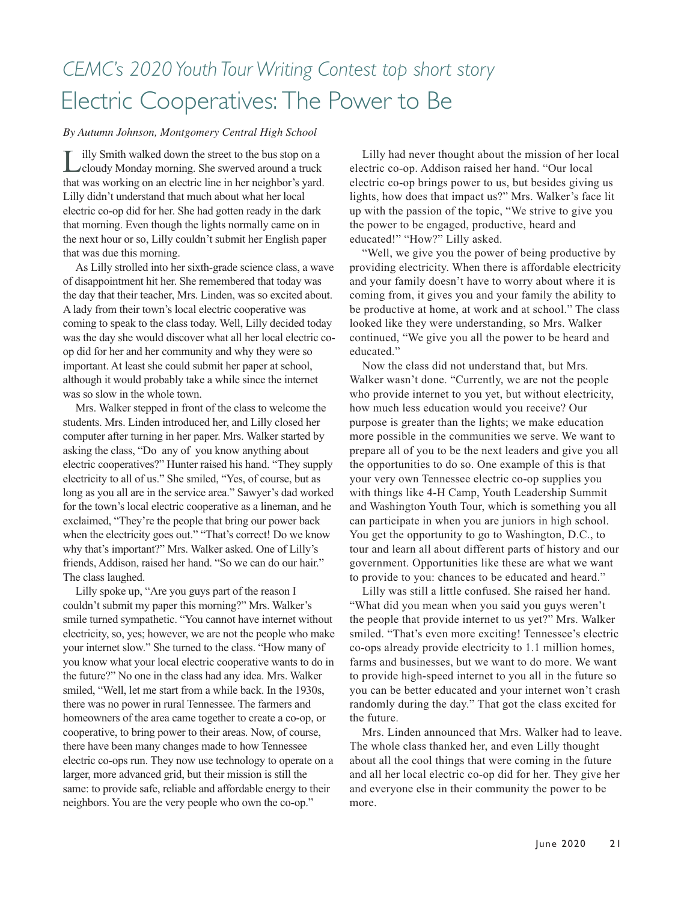*CEMC's 2020 Youth Tour Writing Contest top short story*

# Electric Cooperatives: The Power to Be

*By Autumn Johnson, Montgomery Central High School*

Lilly Smith walked down the street to the bus stop on a cloudy Monday morning. She swerved around a truck that was working on an electric line in her neighbor's yard. Lilly didn't understand that much about what her local electric co-op did for her. She had gotten ready in the dark that morning. Even though the lights normally came on in the next hour or so, Lilly couldn't submit her English paper that was due this morning.

As Lilly strolled into her sixth-grade science class, a wave of disappointment hit her. She remembered that today was the day that their teacher, Mrs. Linden, was so excited about. A lady from their town's local electric cooperative was coming to speak to the class today. Well, Lilly decided today was the day she would discover what all her local electric co-op did for her and her community and why they were so important. At least she could submit her paper at school, although it would probably take a while since the internet was so slow in the whole town.

Mrs. Walker stepped in front of the class to welcome the students. Mrs. Linden introduced her, and Lilly closed her computer after turning in her paper. Mrs. Walker started by asking the class, "Do any of you know anything about electric cooperatives?" Hunter raised his hand. "They supply electricity to all of us." She smiled, "Yes, of course, but as long as you all are in the service area." Sawyer's dad worked for the town's local electric cooperative as a lineman, and he exclaimed, "They're the people that bring our power back when the electricity goes out." "That's correct! Do we know why that's important?" Mrs. Walker asked. One of Lilly's friends, Addison, raised her hand. "So we can do our hair." The class laughed.

Lilly spoke up, "Are you guys part of the reason I couldn't submit my paper this morning?" Mrs. Walker's smile turned sympathetic. "You cannot have internet without electricity, so, yes; however, we are not the people who make your internet slow." She turned to the class. "How many of you know what your local electric cooperative wants to do in the future?" No one in the class had any idea. Mrs. Walker smiled, "Well, let me start from a while back. In the 1930s, there was no power in rural Tennessee. The farmers and homeowners of the area came together to create a co-op, or cooperative, to bring power to their areas. Now, of course, there have been many changes made to how Tennessee electric co-ops run. They now use technology to operate on a larger, more advanced grid, but their mission is still the same: to provide safe, reliable and affordable energy to their neighbors. You are the very people who own the co-op."

Lilly had never thought about the mission of her local electric co-op. Addison raised her hand. "Our local electric co-op brings power to us, but besides giving us lights, how does that impact us?" Mrs. Walker's face lit up with the passion of the topic, "We strive to give you the power to be engaged, productive, heard and educated!" "How?" Lilly asked.

"Well, we give you the power of being productive by providing electricity. When there is affordable electricity and your family doesn't have to worry about where it is coming from, it gives you and your family the ability to be productive at home, at work and at school." The class looked like they were understanding, so Mrs. Walker continued, "We give you all the power to be heard and educated."

Now the class did not understand that, but Mrs. Walker wasn't done. "Currently, we are not the people who provide internet to you yet, but without electricity, how much less education would you receive? Our purpose is greater than the lights; we make education more possible in the communities we serve. We want to prepare all of you to be the next leaders and give you all the opportunities to do so. One example of this is that your very own Tennessee electric co-op supplies you with things like 4-H Camp, Youth Leadership Summit and Washington Youth Tour, which is something you all can participate in when you are juniors in high school. You get the opportunity to go to Washington, D.C., to tour and learn all about different parts of history and our government. Opportunities like these are what we want to provide to you: chances to be educated and heard."

Lilly was still a little confused. She raised her hand. "What did you mean when you said you guys weren't the people that provide internet to us yet?" Mrs. Walker smiled. "That's even more exciting! Tennessee's electric co-ops already provide electricity to 1.1 million homes, farms and businesses, but we want to do more. We want to provide high-speed internet to you all in the future so you can be better educated and your internet won't crash randomly during the day." That got the class excited for the future.

Mrs. Linden announced that Mrs. Walker had to leave. The whole class thanked her, and even Lilly thought about all the cool things that were coming in the future and all her local electric co-op did for her. They give her and everyone else in their community the power to be more.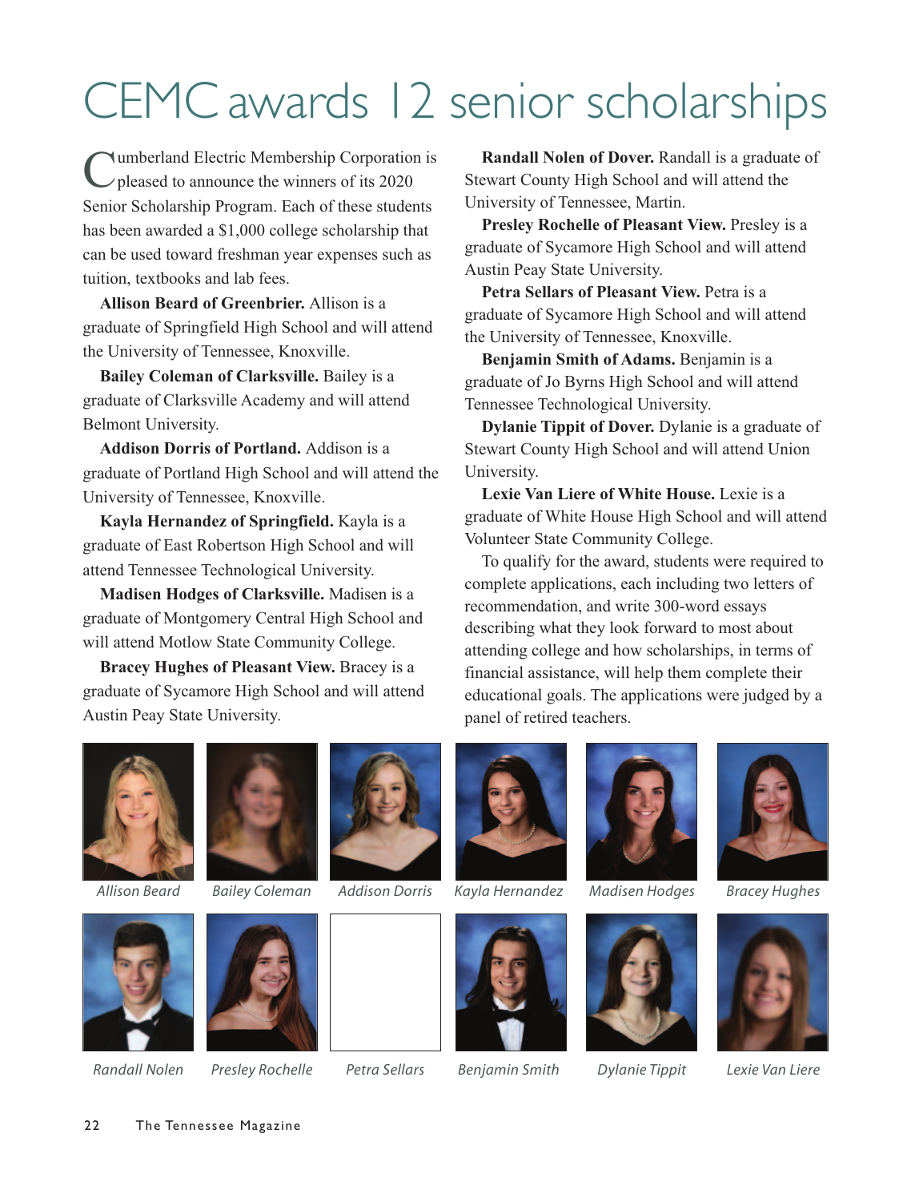# CEMC awards 12 senior scholarships

Cumberland Electric Membership Corporation is pleased to announce the winners of its 2020 Senior Scholarship Program. Each of these students has been awarded a $1,000 college scholarship that can be used toward freshman year expenses such as tuition, textbooks and lab fees.

**Allison Beard of Greenbrier.** Allison is a graduate of Springfield High School and will attend the University of Tennessee, Knoxville.

**Bailey Coleman of Clarksville.** Bailey is a graduate of Clarksville Academy and will attend Belmont University.

**Addison Dorris of Portland.** Addison is a graduate of Portland High School and will attend the University of Tennessee, Knoxville.

**Kayla Hernandez of Springfield.** Kayla is a graduate of East Robertson High School and will attend Tennessee Technological University.

**Madisen Hodges of Clarksville.** Madisen is a graduate of Montgomery Central High School and will attend Motlow State Community College.

**Bracey Hughes of Pleasant View.** Bracey is a graduate of Sycamore High School and will attend Austin Peay State University.

**Randall Nolen of Dover.** Randall is a graduate of Stewart County High School and will attend the University of Tennessee, Martin.

**Presley Rochelle of Pleasant View.** Presley is a graduate of Sycamore High School and will attend Austin Peay State University.

**Petra Sellars of Pleasant View.** Petra is a graduate of Sycamore High School and will attend the University of Tennessee, Knoxville.

**Benjamin Smith of Adams.** Benjamin is a graduate of Jo Byrns High School and will attend Tennessee Technological University.

**Dylanie Tippit of Dover.** Dylanie is a graduate of Stewart County High School and will attend Union University.

**Lexie Van Liere of White House.** Lexie is a graduate of White House High School and will attend Volunteer State Community College.

To qualify for the award, students were required to complete applications, each including two letters of recommendation, and write 300-word essays describing what they look forward to most about attending college and how scholarships, in terms of financial assistance, will help them complete their educational goals. The applications were judged by a panel of retired teachers.

*Allison Beard*

*Bailey Coleman*

*Addison Dorris*

*Kayla Hernandez*

*Madisen Hodges*

*Bracey Hughes*

*Randall Nolen*

*Presley Rochelle*

*Petra Sellars*

*Benjamin Smith*

*Dylanie Tippit*

*Lexie Van Liere*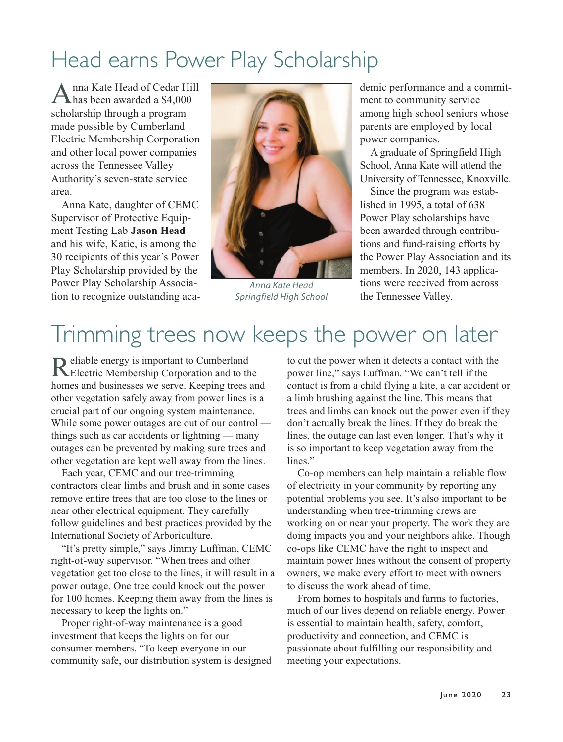# Head earns Power Play Scholarship

Anna Kate Head of Cedar Hill has been awarded a $4,000 scholarship through a program made possible by Cumberland Electric Membership Corporation and other local power companies across the Tennessee Valley Authority's seven-state service area.

Anna Kate, daughter of CEMC Supervisor of Protective Equipment Testing Lab **Jason Head** and his wife, Katie, is among the 30 recipients of this year's Power Play Scholarship provided by the Power Play Scholarship Association to recognize outstanding academic performance and a commitment to community service among high school seniors whose parents are employed by local power companies.

*Anna Kate Head*
*Springfield High School*

A graduate of Springfield High School, Anna Kate will attend the University of Tennessee, Knoxville.

Since the program was established in 1995, a total of 638 Power Play scholarships have been awarded through contributions and fund-raising efforts by the Power Play Association and its members. In 2020, 143 applications were received from across the Tennessee Valley.

# Trimming trees now keeps the power on later

Reliable energy is important to Cumberland Electric Membership Corporation and to the homes and businesses we serve. Keeping trees and other vegetation safely away from power lines is a crucial part of our ongoing system maintenance. While some power outages are out of our control — things such as car accidents or lightning — many outages can be prevented by making sure trees and other vegetation are kept well away from the lines.

Each year, CEMC and our tree-trimming contractors clear limbs and brush and in some cases remove entire trees that are too close to the lines or near other electrical equipment. They carefully follow guidelines and best practices provided by the International Society of Arboriculture.

"It's pretty simple," says Jimmy Luffman, CEMC right-of-way supervisor. "When trees and other vegetation get too close to the lines, it will result in a power outage. One tree could knock out the power for 100 homes. Keeping them away from the lines is necessary to keep the lights on."

Proper right-of-way maintenance is a good investment that keeps the lights on for our consumer-members. "To keep everyone in our community safe, our distribution system is designed to cut the power when it detects a contact with the power line," says Luffman. "We can't tell if the contact is from a child flying a kite, a car accident or a limb brushing against the line. This means that trees and limbs can knock out the power even if they don't actually break the lines. If they do break the lines, the outage can last even longer. That's why it is so important to keep vegetation away from the lines."

Co-op members can help maintain a reliable flow of electricity in your community by reporting any potential problems you see. It's also important to be understanding when tree-trimming crews are working on or near your property. The work they are doing impacts you and your neighbors alike. Though co-ops like CEMC have the right to inspect and maintain power lines without the consent of property owners, we make every effort to meet with owners to discuss the work ahead of time.

From homes to hospitals and farms to factories, much of our lives depend on reliable energy. Power is essential to maintain health, safety, comfort, productivity and connection, and CEMC is passionate about fulfilling our responsibility and meeting your expectations.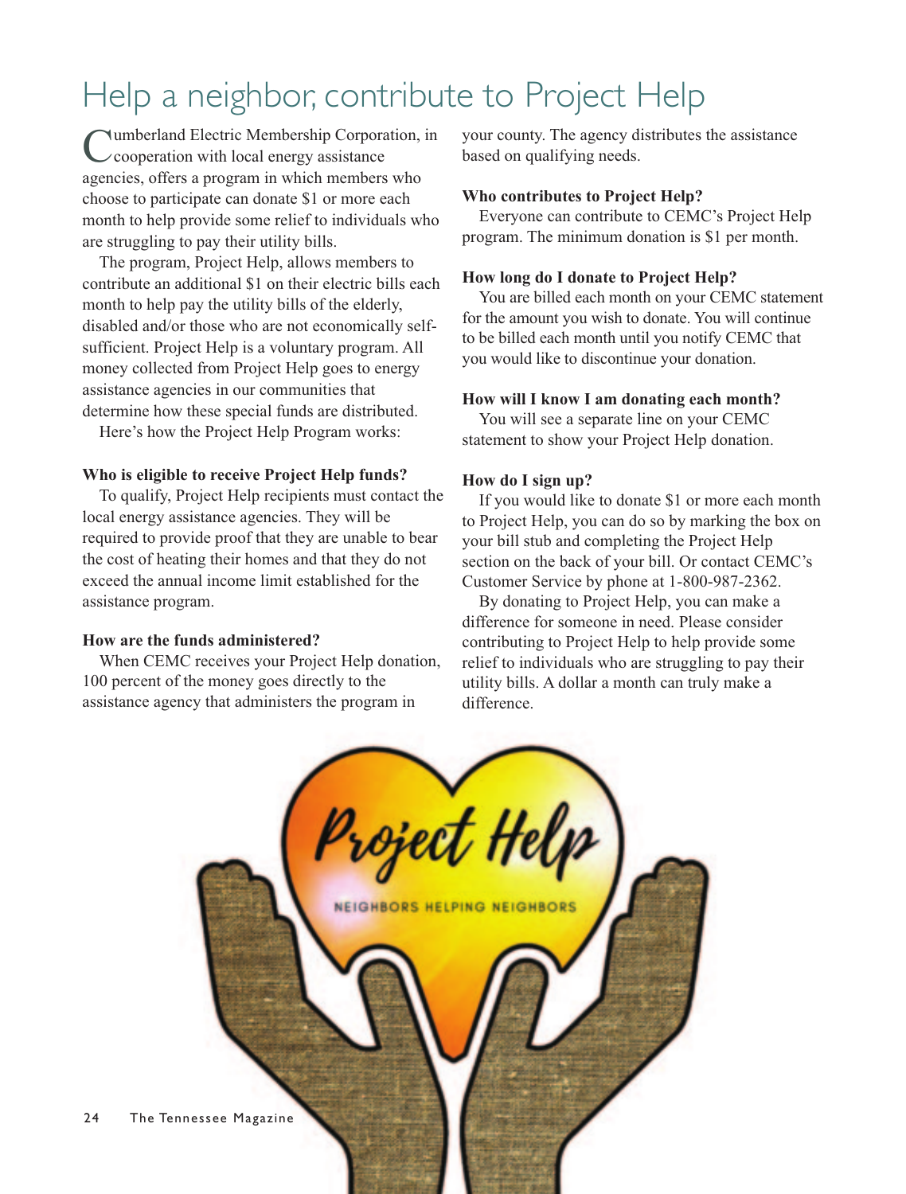# Help a neighbor, contribute to Project Help

Cumberland Electric Membership Corporation, in cooperation with local energy assistance agencies, offers a program in which members who choose to participate can donate $1 or more each month to help provide some relief to individuals who are struggling to pay their utility bills.

The program, Project Help, allows members to contribute an additional $1 on their electric bills each month to help pay the utility bills of the elderly, disabled and/or those who are not economically self-sufficient. Project Help is a voluntary program. All money collected from Project Help goes to energy assistance agencies in our communities that determine how these special funds are distributed.

Here's how the Project Help Program works:

**Who is eligible to receive Project Help funds?**

To qualify, Project Help recipients must contact the local energy assistance agencies. They will be required to provide proof that they are unable to bear the cost of heating their homes and that they do not exceed the annual income limit established for the assistance program.

**How are the funds administered?**

When CEMC receives your Project Help donation, 100 percent of the money goes directly to the assistance agency that administers the program in your county. The agency distributes the assistance based on qualifying needs.

**Who contributes to Project Help?**

Everyone can contribute to CEMC's Project Help program. The minimum donation is $1 per month.

**How long do I donate to Project Help?**

You are billed each month on your CEMC statement for the amount you wish to donate. You will continue to be billed each month until you notify CEMC that you would like to discontinue your donation.

**How will I know I am donating each month?**

You will see a separate line on your CEMC statement to show your Project Help donation.

**How do I sign up?**

If you would like to donate $1 or more each month to Project Help, you can do so by marking the box on your bill stub and completing the Project Help section on the back of your bill. Or contact CEMC's Customer Service by phone at 1-800-987-2362.

By donating to Project Help, you can make a difference for someone in need. Please consider contributing to Project Help to help provide some relief to individuals who are struggling to pay their utility bills. A dollar a month can truly make a difference.

Project Help

NEIGHBORS HELPING NEIGHBORS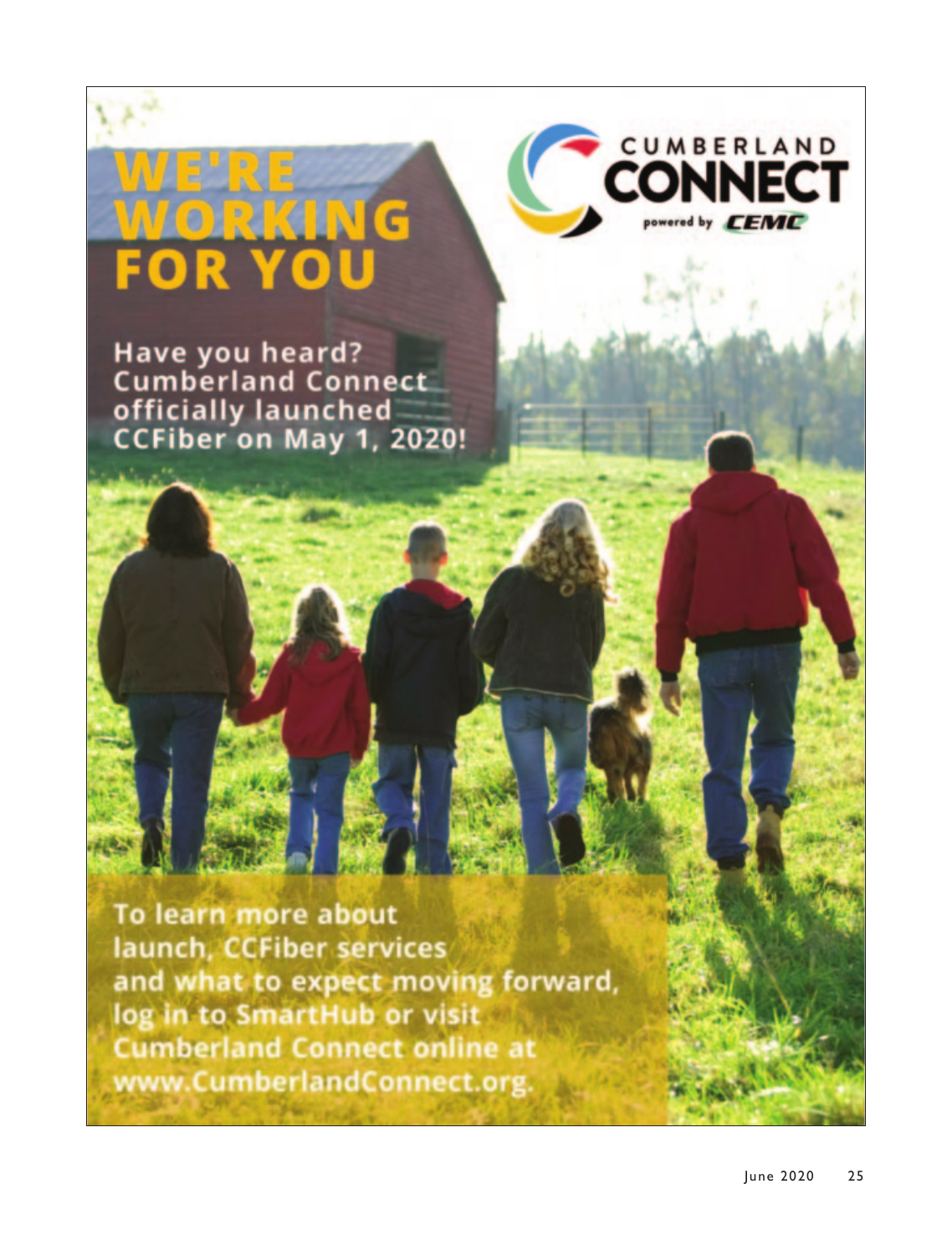# WE'RE WORKING FOR YOU

CUMBERLAND CONNECT

powered by CEMC

Have you heard? Cumberland Connect officially launched CCFiber on May 1, 2020!

To learn more about launch, CCFiber services and what to expect moving forward, log in to SmartHub or visit Cumberland Connect online at www.CumberlandConnect.org.